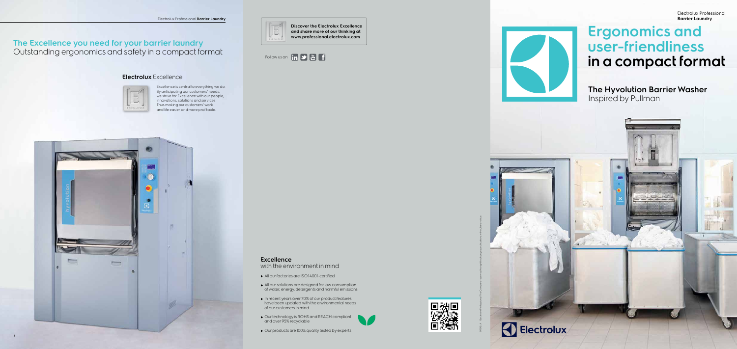## The Excellence you need for your barrier laundry
Outstanding ergonomics and safety in a compact format

### **Electrolux** Excellence

Excellence is central to everything we do. By anticipating our customers' needs, we strive for Excellence with our people, innovations, solutions and services. Thus making our customers' work and life easier and more profitable.

**Discover the Electrolux Excellence and share more of our thinking at www.professional.electrolux.com**

Follow us on

### **Excellence**
with the environment in mind

- All our factories are ISO 14001-certified
- All our solutions are designed for low consumption of water, energy, detergents and harmful emissions
- In recent years over 70% of our product features have been updated with the environmental needs of our customers in mind
- Our technology is ROHS and REACH compliant and over 95% recyclable
- Our products are 100% quality tested by experts

Electrolux Professional
**Barrier Laundry**

# Ergonomics and user-friendliness **in a compact format**

## **The Hyvolution Barrier Washer**
Inspired by Pullman

Electrolux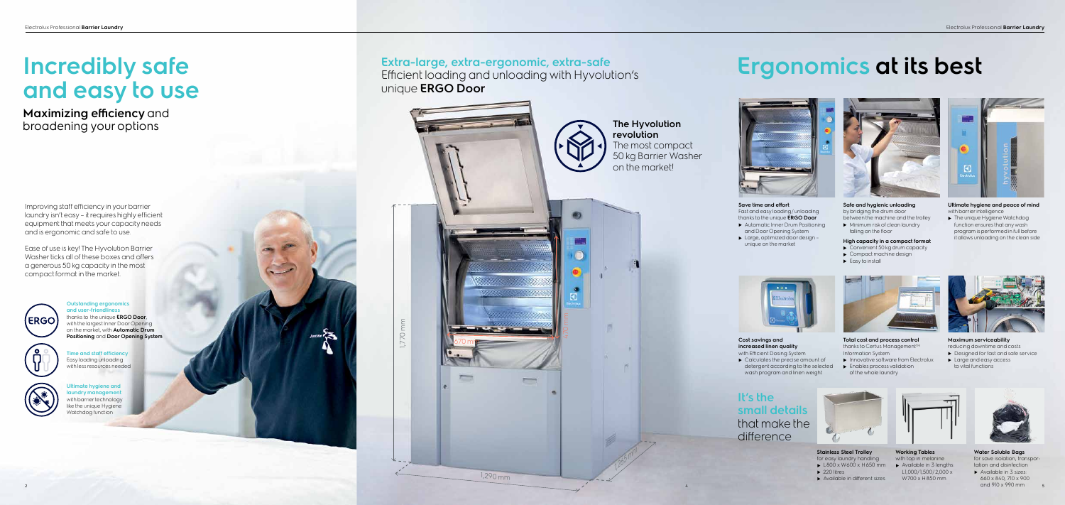# Incredibly safe and easy to use

**Maximizing efficiency** and broadening your options

Improving staff efficiency in your barrier laundry isn't easy – it requires highly efficient equipment that meets your capacity needs and is ergonomic and safe to use.

Ease of use is key! The Hyvolution Barrier Washer ticks all of these boxes and offers a generous 50 kg capacity in the most compact format in the market.

**Outstanding ergonomics and user-friendliness**
thanks to the unique **ERGO Door**, with the largest Inner Door Opening on the market, with **Automatic Drum Positioning** and **Door Opening System**

**Time and staff efficiency**
Easy loading unloading with less resources needed

**Ultimate hygiene and laundry management**
with barrier technology like the unique Hygiene Watchdog function

## Extra-large, extra-ergonomic, extra-safe

Efficient loading and unloading with Hyvolution's unique **ERGO Door**

**The Hyvolution revolution**
The most compact 50 kg Barrier Washer on the market!

1,770 mm
670 mm
1,290 mm
1,260 mm

# Ergonomics at its best

**Save time and effort**
Fast and easy loading/unloading thanks to the unique **ERGO Door**
- Automatic Inner Drum Positioning and Door Opening System
- Large, optimized door design – unique on the market

**Safe and hygienic unloading**
by bridging the drum door between the machine and the trolley
- Minimum risk of clean laundry falling on the floor

**High capacity in a compact format**
- Convenient 50 kg drum capacity
- Compact machine design
- Easy to install

**Ultimate hygiene and peace of mind**
with barrier intelligence
- The unique Hygiene Watchdog function ensures that any wash program is performed in full before it allows unloading on the clean side

**Cost savings and increased linen quality**
with Efficient Dosing System
- Calculates the precise amount of detergent according to the selected wash program and linen weight

**Total cost and process control**
thanks to Certus Management™ Information System
- Innovative software from Electrolux
- Enables process validation of the whole laundry

**Maximum serviceability**
reducing downtime and costs
- Designed for fast and safe service
- Large and easy access to vital functions

## It's the small details that make the difference

**Stainless Steel Trolley**
for easy laundry handling
- L800 x W600 x H650 mm
- 220 litres
- Available in different sizes

**Working Tables**
with top in melanine
- Available in 3 lengths L1,000/1,500/2,000 x W700 x H850 mm

**Water Soluble Bags**
for save isolation, transportation and disinfection
- Available in 3 sizes 660 x 840, 710 x 900 and 910 x 990 mm